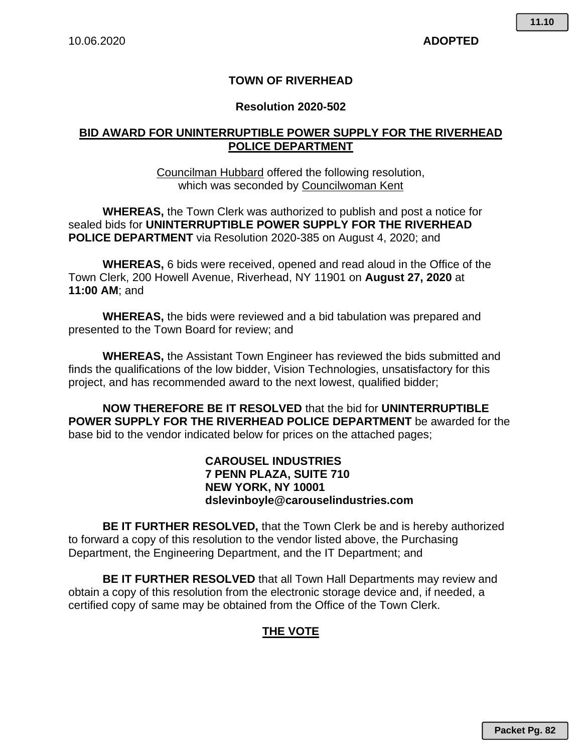10.06.2020 **ADOPTED**

# TOWN OF RIVERHEAD

## Resolution 2020-502

## BID AWARD FOR UNINTERRUPTIBLE POWER SUPPLY FOR THE RIVERHEAD POLICE DEPARTMENT

Councilman Hubbard offered the following resolution,
which was seconded by Councilwoman Kent

**WHEREAS,** the Town Clerk was authorized to publish and post a notice for sealed bids for **UNINTERRUPTIBLE POWER SUPPLY FOR THE RIVERHEAD POLICE DEPARTMENT** via Resolution 2020-385 on August 4, 2020; and

**WHEREAS,** 6 bids were received, opened and read aloud in the Office of the Town Clerk, 200 Howell Avenue, Riverhead, NY 11901 on **August 27, 2020** at **11:00 AM**; and

**WHEREAS,** the bids were reviewed and a bid tabulation was prepared and presented to the Town Board for review; and

**WHEREAS,** the Assistant Town Engineer has reviewed the bids submitted and finds the qualifications of the low bidder, Vision Technologies, unsatisfactory for this project, and has recommended award to the next lowest, qualified bidder;

**NOW THEREFORE BE IT RESOLVED** that the bid for **UNINTERRUPTIBLE POWER SUPPLY FOR THE RIVERHEAD POLICE DEPARTMENT** be awarded for the base bid to the vendor indicated below for prices on the attached pages;

**CAROUSEL INDUSTRIES**
**7 PENN PLAZA, SUITE 710**
**NEW YORK, NY 10001**
**dslevinboyle@carouselindustries.com**

**BE IT FURTHER RESOLVED,** that the Town Clerk be and is hereby authorized to forward a copy of this resolution to the vendor listed above, the Purchasing Department, the Engineering Department, and the IT Department; and

**BE IT FURTHER RESOLVED** that all Town Hall Departments may review and obtain a copy of this resolution from the electronic storage device and, if needed, a certified copy of same may be obtained from the Office of the Town Clerk.

## THE VOTE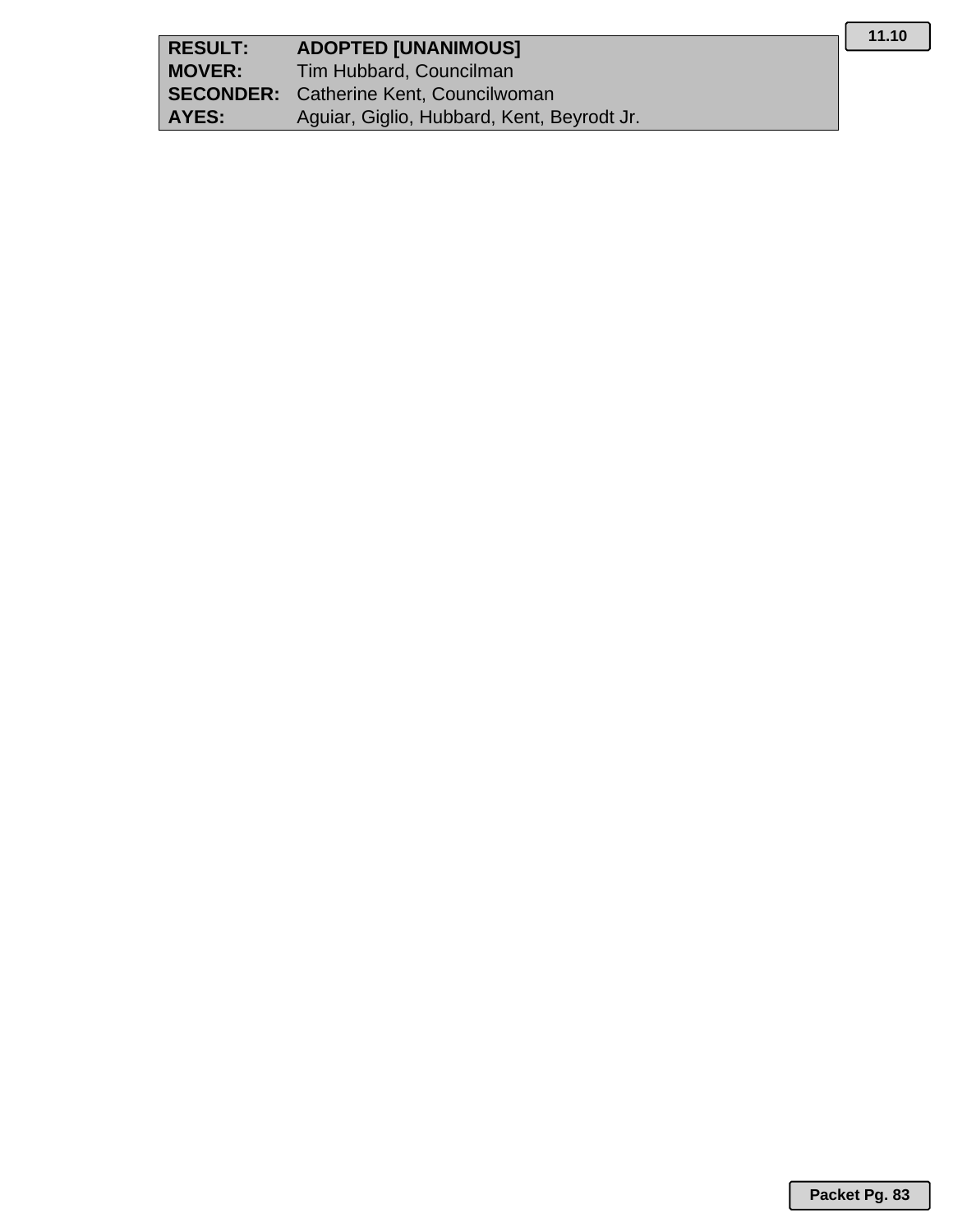| | |
|---|---|
| **RESULT:** | **ADOPTED [UNANIMOUS]** |
| **MOVER:** | Tim Hubbard, Councilman |
| **SECONDER:** | Catherine Kent, Councilwoman |
| **AYES:** | Aguiar, Giglio, Hubbard, Kent, Beyrodt Jr. |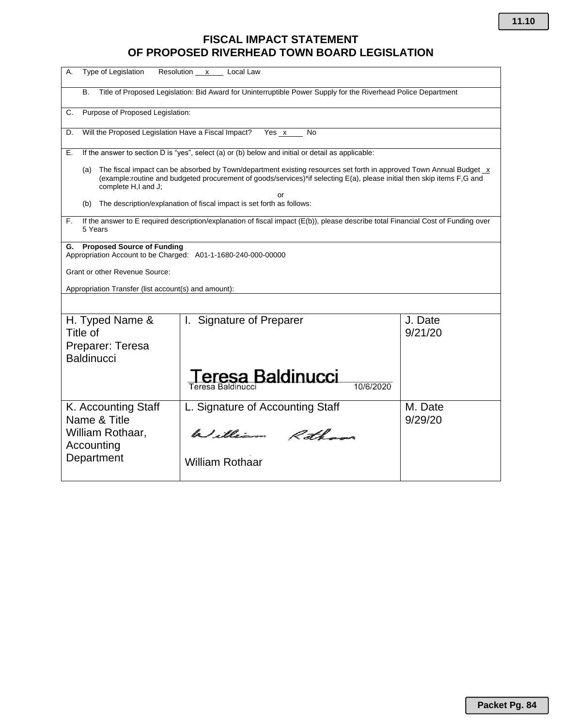11.10

# FISCAL IMPACT STATEMENT
# OF PROPOSED RIVERHEAD TOWN BOARD LEGISLATION

A. Type of Legislation  Resolution \_\_x\_\_  Local Law

B. Title of Proposed Legislation: Bid Award for Uninterruptible Power Supply for the Riverhead Police Department

C. Purpose of Proposed Legislation:

D. Will the Proposed Legislation Have a Fiscal Impact?  Yes \_x\_  No

E. If the answer to section D is "yes", select (a) or (b) below and initial or detail as applicable:

(a) The fiscal impact can be absorbed by Town/department existing resources set forth in approved Town Annual Budget \_x (example:routine and budgeted procurement of goods/services)*if selecting E(a), please initial then skip items F,G and complete H,I and J;

or

(b) The description/explanation of fiscal impact is set forth as follows:

F. If the answer to E required description/explanation of fiscal impact (E(b)), please describe total Financial Cost of Funding over 5 Years

**G. Proposed Source of Funding**
Appropriation Account to be Charged: A01-1-1680-240-000-00000

Grant or other Revenue Source:

Appropriation Transfer (list account(s) and amount):

| H. Typed Name & Title of Preparer: Teresa Baldinucci | I. Signature of Preparer<br>Teresa Baldinucci<br>Teresa Baldinucci 10/6/2020 | J. Date<br>9/21/20 |
|---|---|---|
| K. Accounting Staff Name & Title<br>William Rothaar, Accounting Department | L. Signature of Accounting Staff<br>William Rothaar<br>William Rothaar | M. Date<br>9/29/20 |

Packet Pg. 84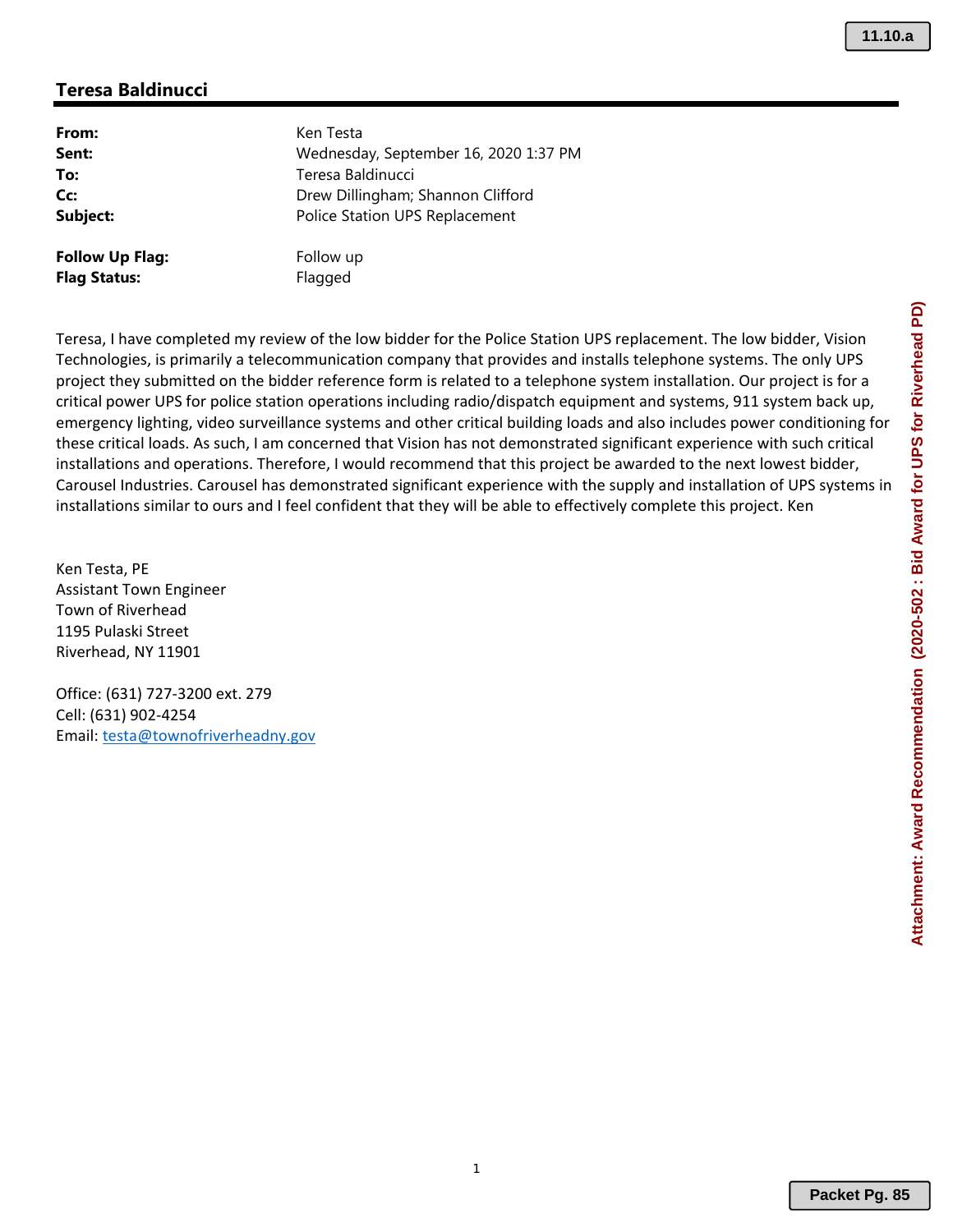## Teresa Baldinucci

**From:** Ken Testa
**Sent:** Wednesday, September 16, 2020 1:37 PM
**To:** Teresa Baldinucci
**Cc:** Drew Dillingham; Shannon Clifford
**Subject:** Police Station UPS Replacement

**Follow Up Flag:** Follow up
**Flag Status:** Flagged

Teresa, I have completed my review of the low bidder for the Police Station UPS replacement. The low bidder, Vision Technologies, is primarily a telecommunication company that provides and installs telephone systems. The only UPS project they submitted on the bidder reference form is related to a telephone system installation. Our project is for a critical power UPS for police station operations including radio/dispatch equipment and systems, 911 system back up, emergency lighting, video surveillance systems and other critical building loads and also includes power conditioning for these critical loads. As such, I am concerned that Vision has not demonstrated significant experience with such critical installations and operations. Therefore, I would recommend that this project be awarded to the next lowest bidder, Carousel Industries. Carousel has demonstrated significant experience with the supply and installation of UPS systems in installations similar to ours and I feel confident that they will be able to effectively complete this project. Ken

Ken Testa, PE
Assistant Town Engineer
Town of Riverhead
1195 Pulaski Street
Riverhead, NY 11901

Office: (631) 727-3200 ext. 279
Cell: (631) 902-4254
Email: testa@townofriverheadny.gov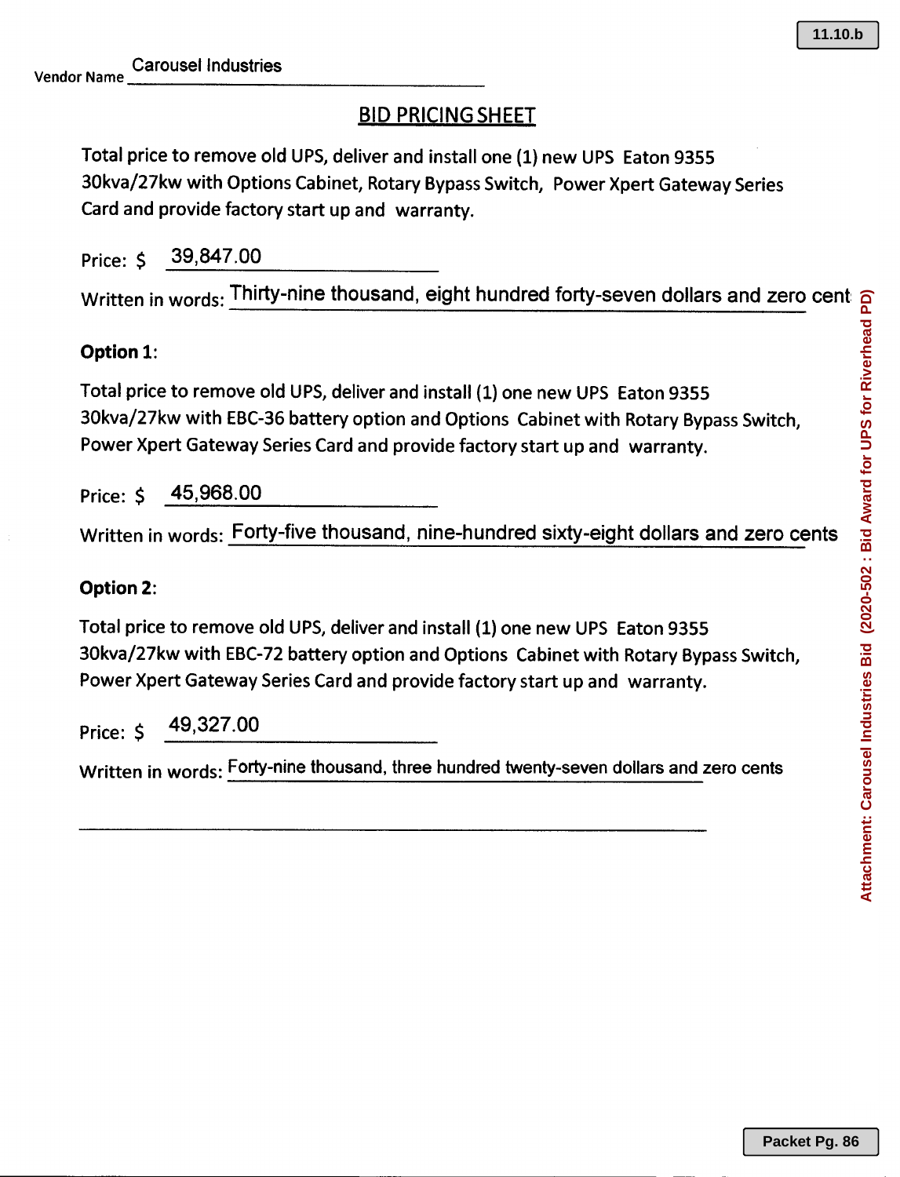Vendor Name Carousel Industries

## BID PRICING SHEET

Total price to remove old UPS, deliver and install one (1) new UPS Eaton 9355 30kva/27kw with Options Cabinet, Rotary Bypass Switch, Power Xpert Gateway Series Card and provide factory start up and warranty.

Price: $ 39,847.00

Written in words: Thirty-nine thousand, eight hundred forty-seven dollars and zero cent

**Option 1**:

Total price to remove old UPS, deliver and install (1) one new UPS Eaton 9355 30kva/27kw with EBC-36 battery option and Options Cabinet with Rotary Bypass Switch, Power Xpert Gateway Series Card and provide factory start up and warranty.

Price: $ 45,968.00

Written in words: Forty-five thousand, nine-hundred sixty-eight dollars and zero cents

**Option 2**:

Total price to remove old UPS, deliver and install (1) one new UPS Eaton 9355 30kva/27kw with EBC-72 battery option and Options Cabinet with Rotary Bypass Switch, Power Xpert Gateway Series Card and provide factory start up and warranty.

Price: $ 49,327.00

Written in words: Forty-nine thousand, three hundred twenty-seven dollars and zero cents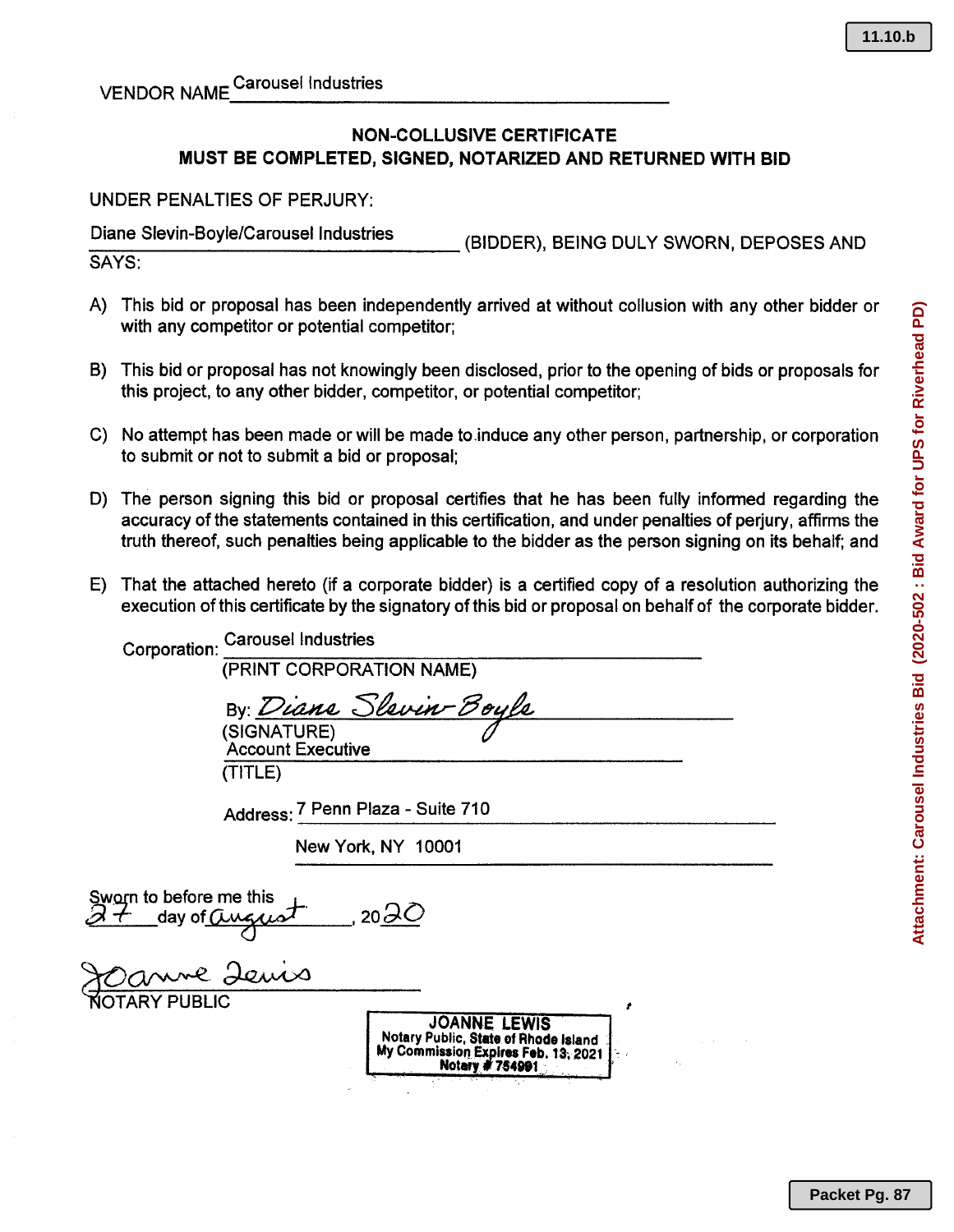VENDOR NAME Carousel Industries

## NON-COLLUSIVE CERTIFICATE
## MUST BE COMPLETED, SIGNED, NOTARIZED AND RETURNED WITH BID

UNDER PENALTIES OF PERJURY:

Diane Slevin-Boyle/Carousel Industries (BIDDER), BEING DULY SWORN, DEPOSES AND SAYS:

A) This bid or proposal has been independently arrived at without collusion with any other bidder or with any competitor or potential competitor;

B) This bid or proposal has not knowingly been disclosed, prior to the opening of bids or proposals for this project, to any other bidder, competitor, or potential competitor;

C) No attempt has been made or will be made to induce any other person, partnership, or corporation to submit or not to submit a bid or proposal;

D) The person signing this bid or proposal certifies that he has been fully informed regarding the accuracy of the statements contained in this certification, and under penalties of perjury, affirms the truth thereof, such penalties being applicable to the bidder as the person signing on its behalf; and

E) That the attached hereto (if a corporate bidder) is a certified copy of a resolution authorizing the execution of this certificate by the signatory of this bid or proposal on behalf of the corporate bidder.

Corporation: Carousel Industries
(PRINT CORPORATION NAME)

By: *Diane Slevin-Boyle*
(SIGNATURE)

Account Executive
(TITLE)

Address: 7 Penn Plaza - Suite 710
New York, NY 10001

Sworn to before me this 27 day of August, 2020

*Joanne Lewis*
NOTARY PUBLIC

JOANNE LEWIS
Notary Public, State of Rhode Island
My Commission Expires Feb. 13, 2021
Notary # 754991

Attachment: Carousel Industries Bid (2020-502 : Bid Award for UPS for Riverhead PD)